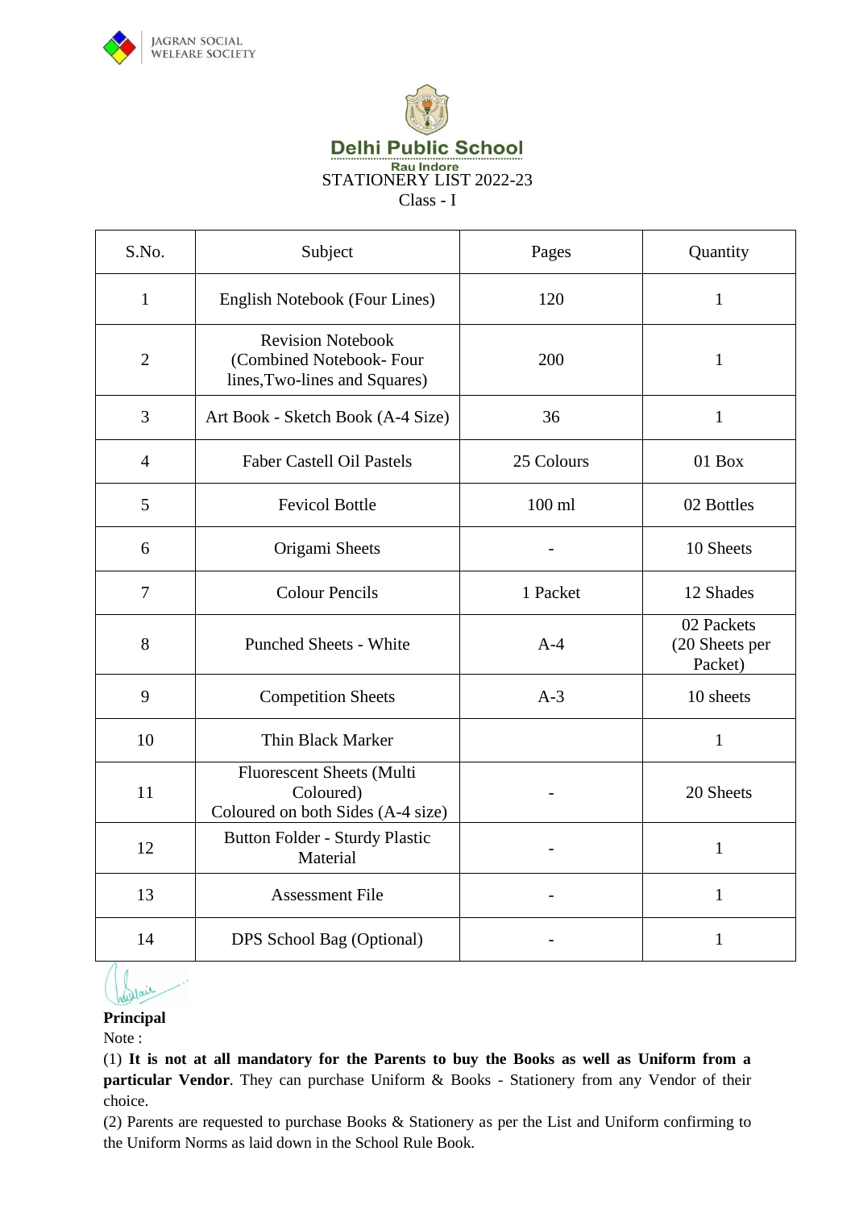JAGRAN SOCIAL WELFARE SOCIETY

# Delhi Public School

Rau Indore

STATIONERY LIST 2022-23

Class - I

| S.No. | Subject | Pages | Quantity |
|---|---|---|---|
| 1 | English Notebook (Four Lines) | 120 | 1 |
| 2 | Revision Notebook (Combined Notebook- Four lines,Two-lines and Squares) | 200 | 1 |
| 3 | Art Book - Sketch Book (A-4 Size) | 36 | 1 |
| 4 | Faber Castell Oil Pastels | 25 Colours | 01 Box |
| 5 | Fevicol Bottle | 100 ml | 02 Bottles |
| 6 | Origami Sheets | - | 10 Sheets |
| 7 | Colour Pencils | 1 Packet | 12 Shades |
| 8 | Punched Sheets - White | A-4 | 02 Packets (20 Sheets per Packet) |
| 9 | Competition Sheets | A-3 | 10 sheets |
| 10 | Thin Black Marker | | 1 |
| 11 | Fluorescent Sheets (Multi Coloured) Coloured on both Sides (A-4 size) | - | 20 Sheets |
| 12 | Button Folder - Sturdy Plastic Material | - | 1 |
| 13 | Assessment File | - | 1 |
| 14 | DPS School Bag (Optional) | - | 1 |

**Principal**

Note :

(1) **It is not at all mandatory for the Parents to buy the Books as well as Uniform from a particular Vendor**. They can purchase Uniform & Books - Stationery from any Vendor of their choice.

(2) Parents are requested to purchase Books & Stationery as per the List and Uniform confirming to the Uniform Norms as laid down in the School Rule Book.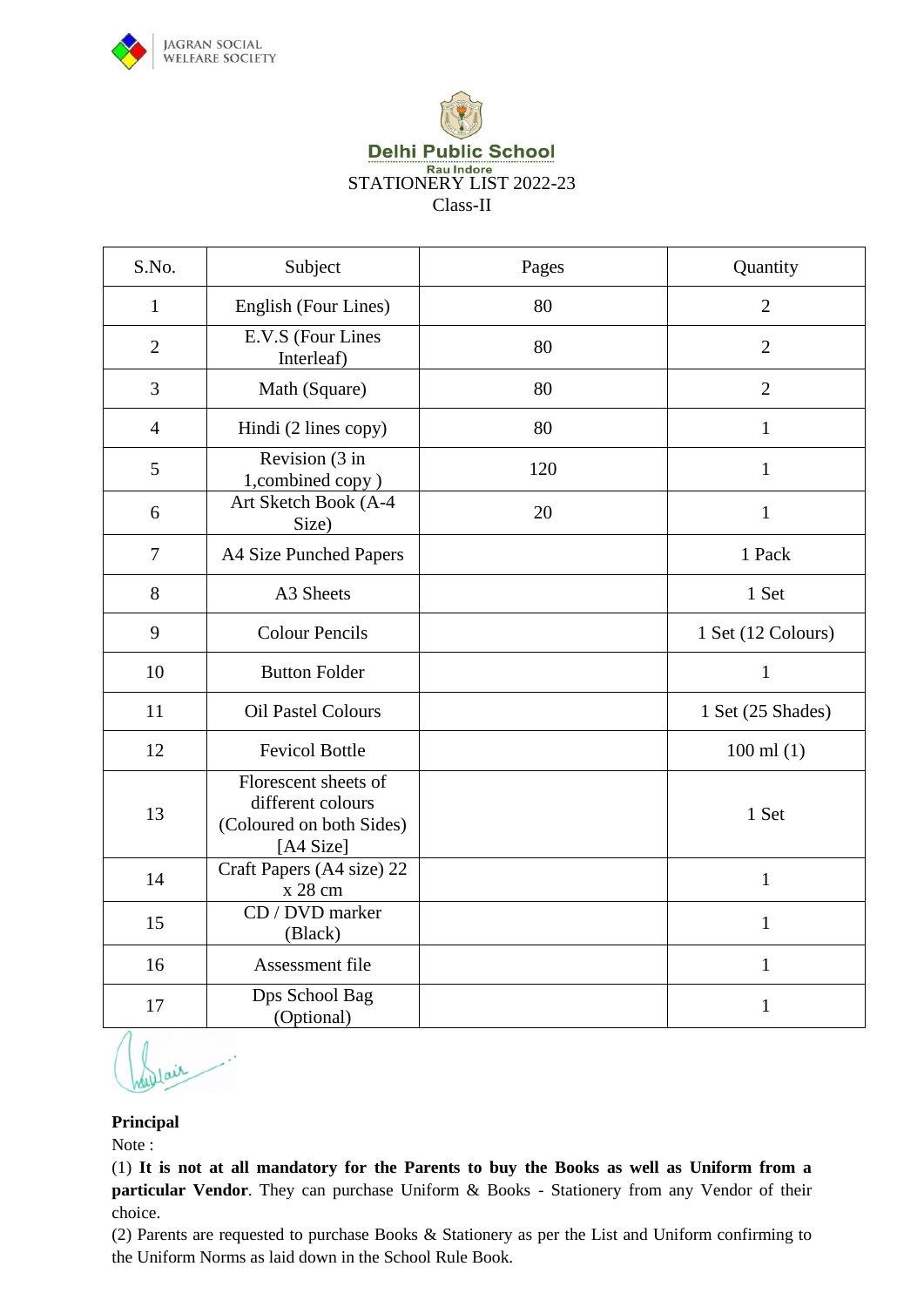JAGRAN SOCIAL WELFARE SOCIETY

**Delhi Public School**
Rau Indore

STATIONERY LIST 2022-23

Class-II

| S.No. | Subject | Pages | Quantity |
|---|---|---|---|
| 1 | English (Four Lines) | 80 | 2 |
| 2 | E.V.S (Four Lines Interleaf) | 80 | 2 |
| 3 | Math (Square) | 80 | 2 |
| 4 | Hindi (2 lines copy) | 80 | 1 |
| 5 | Revision (3 in 1,combined copy ) | 120 | 1 |
| 6 | Art Sketch Book (A-4 Size) | 20 | 1 |
| 7 | A4 Size Punched Papers | | 1 Pack |
| 8 | A3 Sheets | | 1 Set |
| 9 | Colour Pencils | | 1 Set (12 Colours) |
| 10 | Button Folder | | 1 |
| 11 | Oil Pastel Colours | | 1 Set (25 Shades) |
| 12 | Fevicol Bottle | | 100 ml (1) |
| 13 | Florescent sheets of different colours (Coloured on both Sides) [A4 Size] | | 1 Set |
| 14 | Craft Papers (A4 size) 22 x 28 cm | | 1 |
| 15 | CD / DVD marker (Black) | | 1 |
| 16 | Assessment file | | 1 |
| 17 | Dps School Bag (Optional) | | 1 |

**Principal**

Note :

(1) **It is not at all mandatory for the Parents to buy the Books as well as Uniform from a particular Vendor**. They can purchase Uniform & Books - Stationery from any Vendor of their choice.

(2) Parents are requested to purchase Books & Stationery as per the List and Uniform confirming to the Uniform Norms as laid down in the School Rule Book.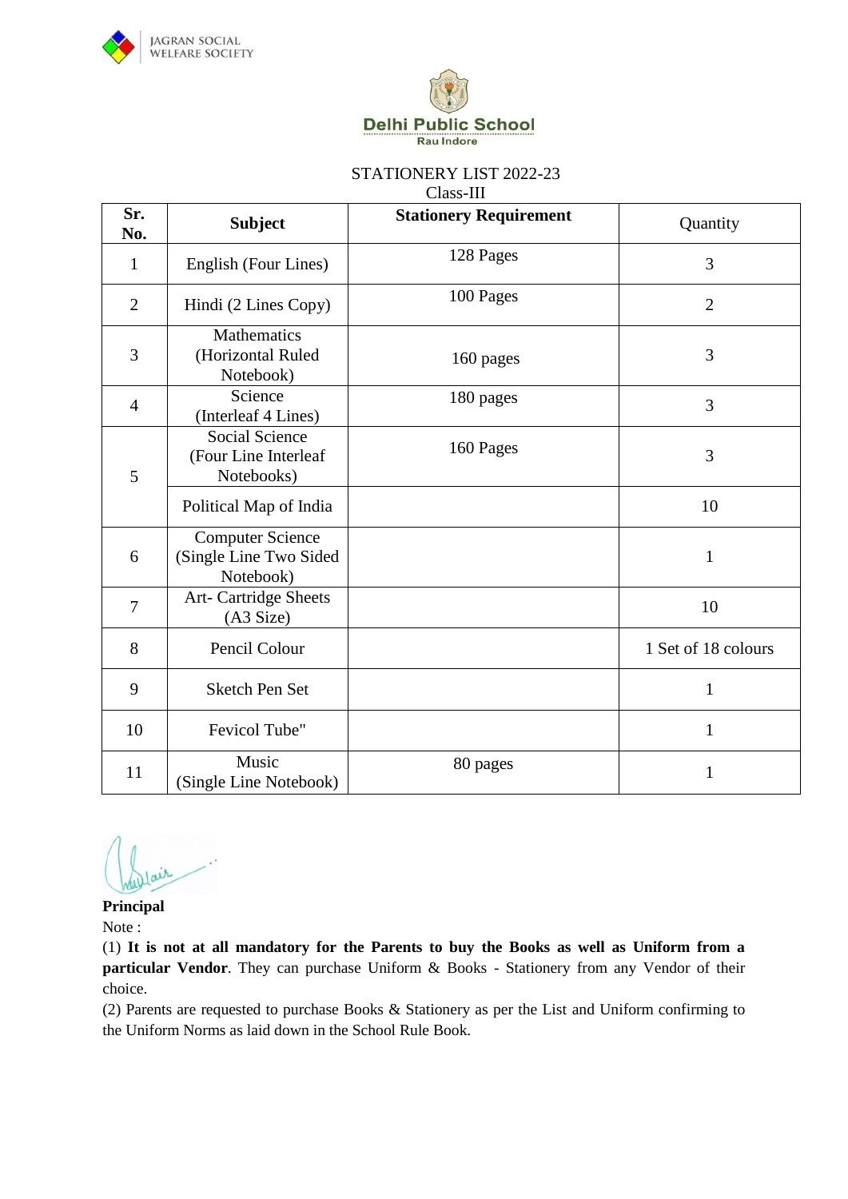JAGRAN SOCIAL WELFARE SOCIETY

**Delhi Public School**
Rau Indore

STATIONERY LIST 2022-23
Class-III

| Sr. No. | Subject | Stationery Requirement | Quantity |
|---|---|---|---|
| 1 | English (Four Lines) | 128 Pages | 3 |
| 2 | Hindi (2 Lines Copy) | 100 Pages | 2 |
| 3 | Mathematics (Horizontal Ruled Notebook) | 160 pages | 3 |
| 4 | Science (Interleaf 4 Lines) | 180 pages | 3 |
| 5 | Social Science (Four Line Interleaf Notebooks) | 160 Pages | 3 |
| | Political Map of India | | 10 |
| 6 | Computer Science (Single Line Two Sided Notebook) | | 1 |
| 7 | Art- Cartridge Sheets (A3 Size) | | 10 |
| 8 | Pencil Colour | | 1 Set of 18 colours |
| 9 | Sketch Pen Set | | 1 |
| 10 | Fevicol Tube" | | 1 |
| 11 | Music (Single Line Notebook) | 80 pages | 1 |

**Principal**

Note :

(1) **It is not at all mandatory for the Parents to buy the Books as well as Uniform from a particular Vendor**. They can purchase Uniform & Books - Stationery from any Vendor of their choice.

(2) Parents are requested to purchase Books & Stationery as per the List and Uniform confirming to the Uniform Norms as laid down in the School Rule Book.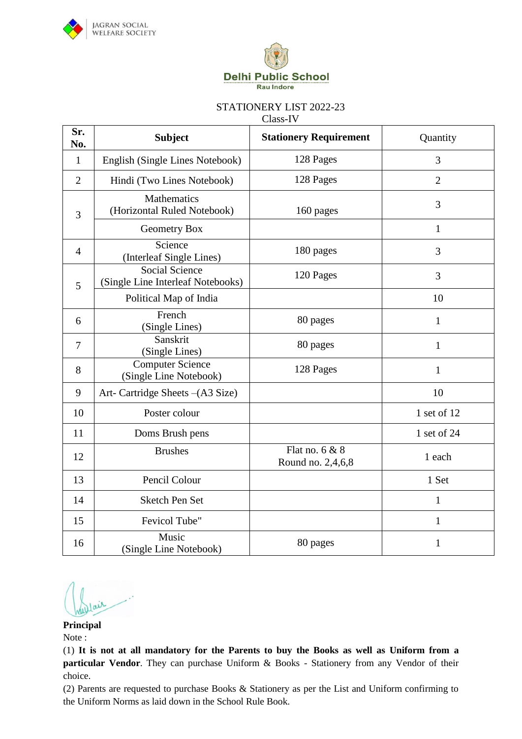JAGRAN SOCIAL WELFARE SOCIETY

**Delhi Public School**
Rau Indore

STATIONERY LIST 2022-23
Class-IV

| Sr. No. | Subject | Stationery Requirement | Quantity |
|---|---|---|---|
| 1 | English (Single Lines Notebook) | 128 Pages | 3 |
| 2 | Hindi (Two Lines Notebook) | 128 Pages | 2 |
| 3 | Mathematics (Horizontal Ruled Notebook) | 160 pages | 3 |
| | Geometry Box | | 1 |
| 4 | Science (Interleaf Single Lines) | 180 pages | 3 |
| 5 | Social Science (Single Line Interleaf Notebooks) | 120 Pages | 3 |
| | Political Map of India | | 10 |
| 6 | French (Single Lines) | 80 pages | 1 |
| 7 | Sanskrit (Single Lines) | 80 pages | 1 |
| 8 | Computer Science (Single Line Notebook) | 128 Pages | 1 |
| 9 | Art- Cartridge Sheets –(A3 Size) | | 10 |
| 10 | Poster colour | | 1 set of 12 |
| 11 | Doms Brush pens | | 1 set of 24 |
| 12 | Brushes | Flat no. 6 & 8 Round no. 2,4,6,8 | 1 each |
| 13 | Pencil Colour | | 1 Set |
| 14 | Sketch Pen Set | | 1 |
| 15 | Fevicol Tube" | | 1 |
| 16 | Music (Single Line Notebook) | 80 pages | 1 |

**Principal**

Note :

(1) **It is not at all mandatory for the Parents to buy the Books as well as Uniform from a particular Vendor**. They can purchase Uniform & Books - Stationery from any Vendor of their choice.

(2) Parents are requested to purchase Books & Stationery as per the List and Uniform confirming to the Uniform Norms as laid down in the School Rule Book.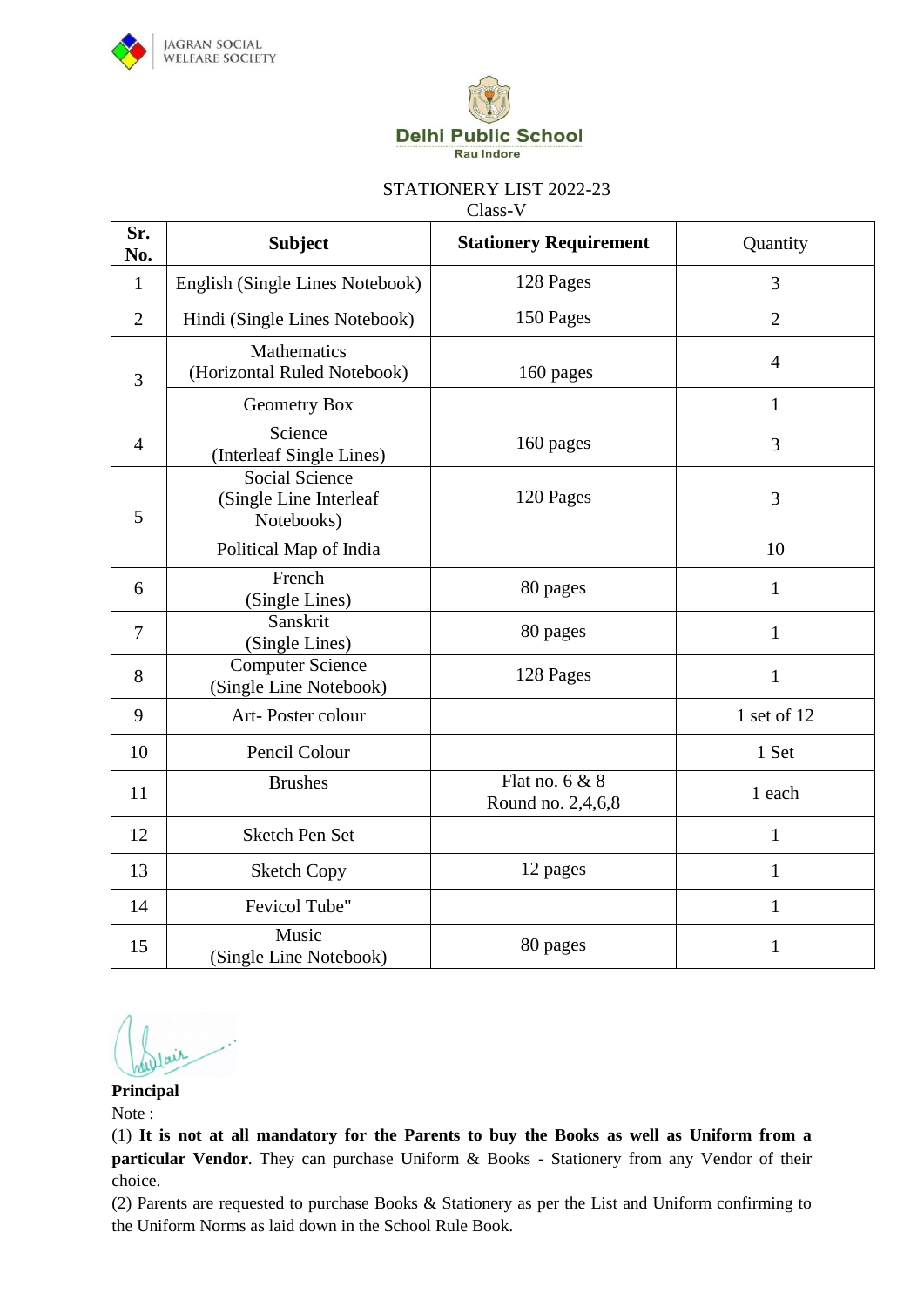JAGRAN SOCIAL WELFARE SOCIETY

**Delhi Public School**
Rau Indore

STATIONERY LIST 2022-23
Class-V

| Sr. No. | Subject | Stationery Requirement | Quantity |
|---|---|---|---|
| 1 | English (Single Lines Notebook) | 128 Pages | 3 |
| 2 | Hindi (Single Lines Notebook) | 150 Pages | 2 |
| 3 | Mathematics (Horizontal Ruled Notebook) | 160 pages | 4 |
| | Geometry Box | | 1 |
| 4 | Science (Interleaf Single Lines) | 160 pages | 3 |
| 5 | Social Science (Single Line Interleaf Notebooks) | 120 Pages | 3 |
| | Political Map of India | | 10 |
| 6 | French (Single Lines) | 80 pages | 1 |
| 7 | Sanskrit (Single Lines) | 80 pages | 1 |
| 8 | Computer Science (Single Line Notebook) | 128 Pages | 1 |
| 9 | Art- Poster colour | | 1 set of 12 |
| 10 | Pencil Colour | | 1 Set |
| 11 | Brushes | Flat no. 6 & 8 Round no. 2,4,6,8 | 1 each |
| 12 | Sketch Pen Set | | 1 |
| 13 | Sketch Copy | 12 pages | 1 |
| 14 | Fevicol Tube" | | 1 |
| 15 | Music (Single Line Notebook) | 80 pages | 1 |

**Principal**

Note :

(1) **It is not at all mandatory for the Parents to buy the Books as well as Uniform from a particular Vendor**. They can purchase Uniform & Books - Stationery from any Vendor of their choice.

(2) Parents are requested to purchase Books & Stationery as per the List and Uniform confirming to the Uniform Norms as laid down in the School Rule Book.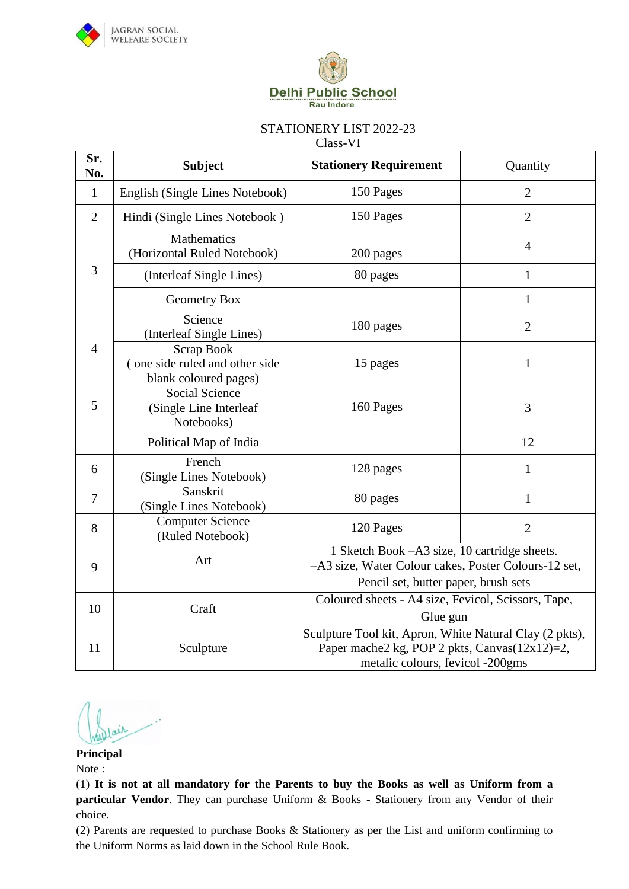JAGRAN SOCIAL WELFARE SOCIETY

**Delhi Public School**
Rau Indore

STATIONERY LIST 2022-23
Class-VI

| Sr. No. | Subject | Stationery Requirement | Quantity |
|---|---|---|---|
| 1 | English (Single Lines Notebook) | 150 Pages | 2 |
| 2 | Hindi (Single Lines Notebook ) | 150 Pages | 2 |
| 3 | Mathematics (Horizontal Ruled Notebook) | 200 pages | 4 |
| | (Interleaf Single Lines) | 80 pages | 1 |
| | Geometry Box | | 1 |
| 4 | Science (Interleaf Single Lines) | 180 pages | 2 |
| | Scrap Book ( one side ruled and other side blank coloured pages) | 15 pages | 1 |
| 5 | Social Science (Single Line Interleaf Notebooks) | 160 Pages | 3 |
| | Political Map of India | | 12 |
| 6 | French (Single Lines Notebook) | 128 pages | 1 |
| 7 | Sanskrit (Single Lines Notebook) | 80 pages | 1 |
| 8 | Computer Science (Ruled Notebook) | 120 Pages | 2 |
| 9 | Art | 1 Sketch Book –A3 size, 10 cartridge sheets. –A3 size, Water Colour cakes, Poster Colours-12 set, Pencil set, butter paper, brush sets | |
| 10 | Craft | Coloured sheets - A4 size, Fevicol, Scissors, Tape, Glue gun | |
| 11 | Sculpture | Sculpture Tool kit, Apron, White Natural Clay (2 pkts), Paper mache2 kg, POP 2 pkts, Canvas(12x12)=2, metalic colours, fevicol -200gms | |

**Principal**

Note :

(1) **It is not at all mandatory for the Parents to buy the Books as well as Uniform from a particular Vendor**. They can purchase Uniform & Books - Stationery from any Vendor of their choice.

(2) Parents are requested to purchase Books & Stationery as per the List and uniform confirming to the Uniform Norms as laid down in the School Rule Book.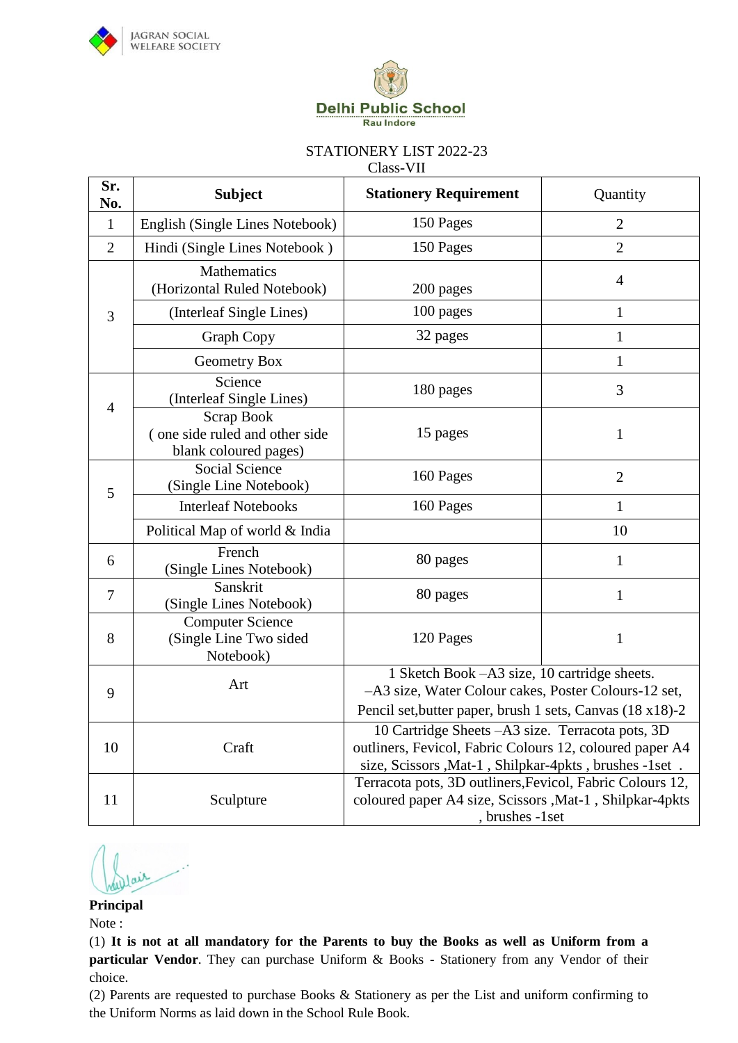JAGRAN SOCIAL WELFARE SOCIETY

**Delhi Public School**
Rau Indore

STATIONERY LIST 2022-23
Class-VII

| Sr. No. | Subject | Stationery Requirement | Quantity |
|---|---|---|---|
| 1 | English (Single Lines Notebook) | 150 Pages | 2 |
| 2 | Hindi (Single Lines Notebook ) | 150 Pages | 2 |
| 3 | Mathematics (Horizontal Ruled Notebook) | 200 pages | 4 |
| | (Interleaf Single Lines) | 100 pages | 1 |
| | Graph Copy | 32 pages | 1 |
| | Geometry Box | | 1 |
| 4 | Science (Interleaf Single Lines) | 180 pages | 3 |
| | Scrap Book ( one side ruled and other side blank coloured pages) | 15 pages | 1 |
| 5 | Social Science (Single Line Notebook) | 160 Pages | 2 |
| | Interleaf Notebooks | 160 Pages | 1 |
| | Political Map of world & India | | 10 |
| 6 | French (Single Lines Notebook) | 80 pages | 1 |
| 7 | Sanskrit (Single Lines Notebook) | 80 pages | 1 |
| 8 | Computer Science (Single Line Two sided Notebook) | 120 Pages | 1 |
| 9 | Art | 1 Sketch Book –A3 size, 10 cartridge sheets. –A3 size, Water Colour cakes, Poster Colours-12 set, Pencil set,butter paper, brush 1 sets, Canvas (18 x18)-2 | |
| 10 | Craft | 10 Cartridge Sheets –A3 size. Terracota pots, 3D outliners, Fevicol, Fabric Colours 12, coloured paper A4 size, Scissors ,Mat-1 , Shilpkar-4pkts , brushes -1set . | |
| 11 | Sculpture | Terracota pots, 3D outliners,Fevicol, Fabric Colours 12, coloured paper A4 size, Scissors ,Mat-1 , Shilpkar-4pkts , brushes -1set | |

**Principal**

Note :

(1) **It is not at all mandatory for the Parents to buy the Books as well as Uniform from a particular Vendor**. They can purchase Uniform & Books - Stationery from any Vendor of their choice.

(2) Parents are requested to purchase Books & Stationery as per the List and uniform confirming to the Uniform Norms as laid down in the School Rule Book.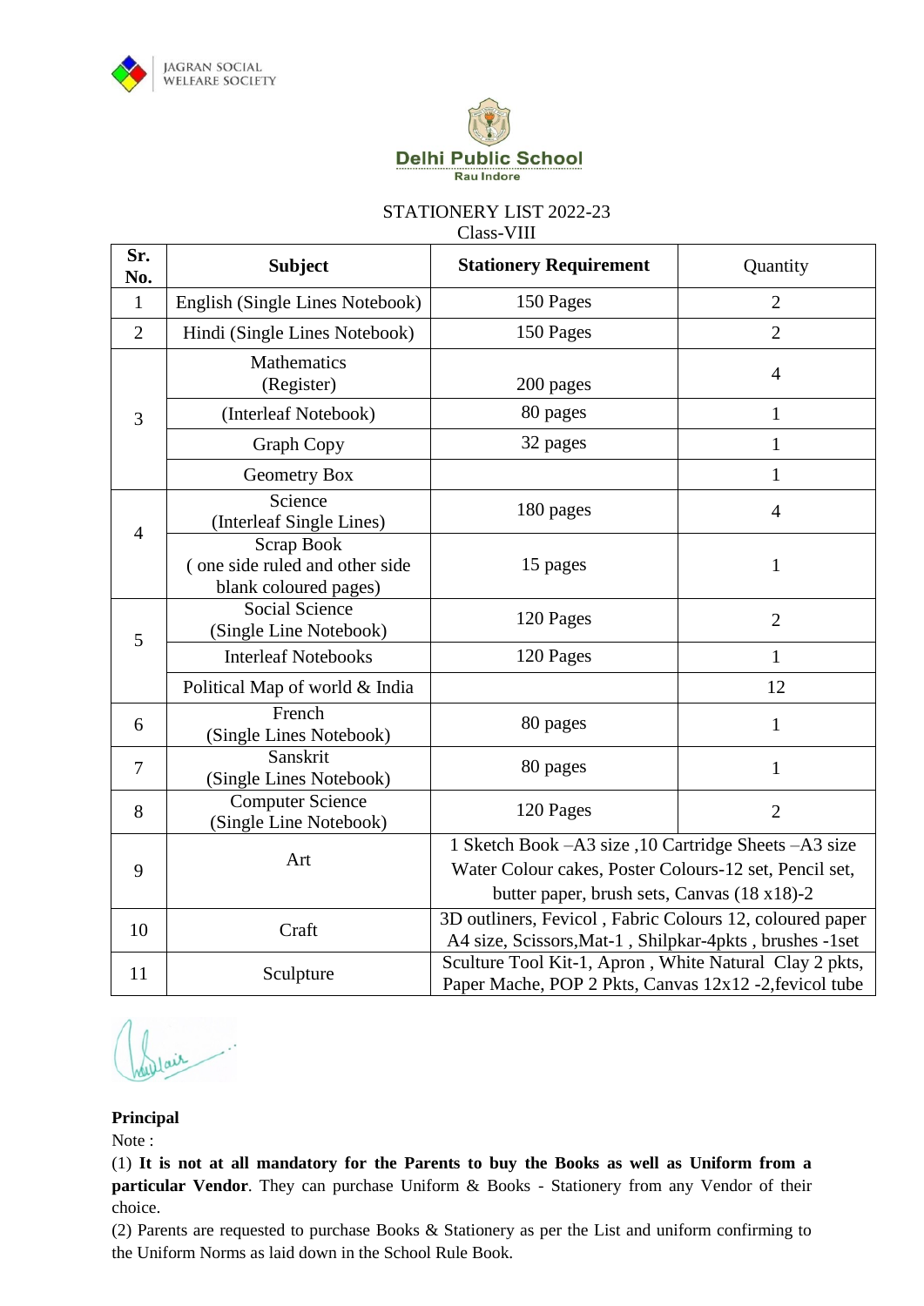JAGRAN SOCIAL WELFARE SOCIETY

**Delhi Public School**
Rau Indore

STATIONERY LIST 2022-23
Class-VIII

| Sr. No. | Subject | Stationery Requirement | Quantity |
|---|---|---|---|
| 1 | English (Single Lines Notebook) | 150 Pages | 2 |
| 2 | Hindi (Single Lines Notebook) | 150 Pages | 2 |
| 3 | Mathematics (Register) | 200 pages | 4 |
| | (Interleaf Notebook) | 80 pages | 1 |
| | Graph Copy | 32 pages | 1 |
| | Geometry Box | | 1 |
| 4 | Science (Interleaf Single Lines) | 180 pages | 4 |
| | Scrap Book ( one side ruled and other side blank coloured pages) | 15 pages | 1 |
| 5 | Social Science (Single Line Notebook) | 120 Pages | 2 |
| | Interleaf Notebooks | 120 Pages | 1 |
| | Political Map of world & India | | 12 |
| 6 | French (Single Lines Notebook) | 80 pages | 1 |
| 7 | Sanskrit (Single Lines Notebook) | 80 pages | 1 |
| 8 | Computer Science (Single Line Notebook) | 120 Pages | 2 |
| 9 | Art | 1 Sketch Book –A3 size ,10 Cartridge Sheets –A3 size Water Colour cakes, Poster Colours-12 set, Pencil set, butter paper, brush sets, Canvas (18 x18)-2 | |
| 10 | Craft | 3D outliners, Fevicol , Fabric Colours 12, coloured paper A4 size, Scissors,Mat-1 , Shilpkar-4pkts , brushes -1set | |
| 11 | Sculpture | Sculture Tool Kit-1, Apron , White Natural Clay 2 pkts, Paper Mache, POP 2 Pkts, Canvas 12x12 -2,fevicol tube | |

**Principal**

Note :

(1) **It is not at all mandatory for the Parents to buy the Books as well as Uniform from a particular Vendor**. They can purchase Uniform & Books - Stationery from any Vendor of their choice.

(2) Parents are requested to purchase Books & Stationery as per the List and uniform confirming to the Uniform Norms as laid down in the School Rule Book.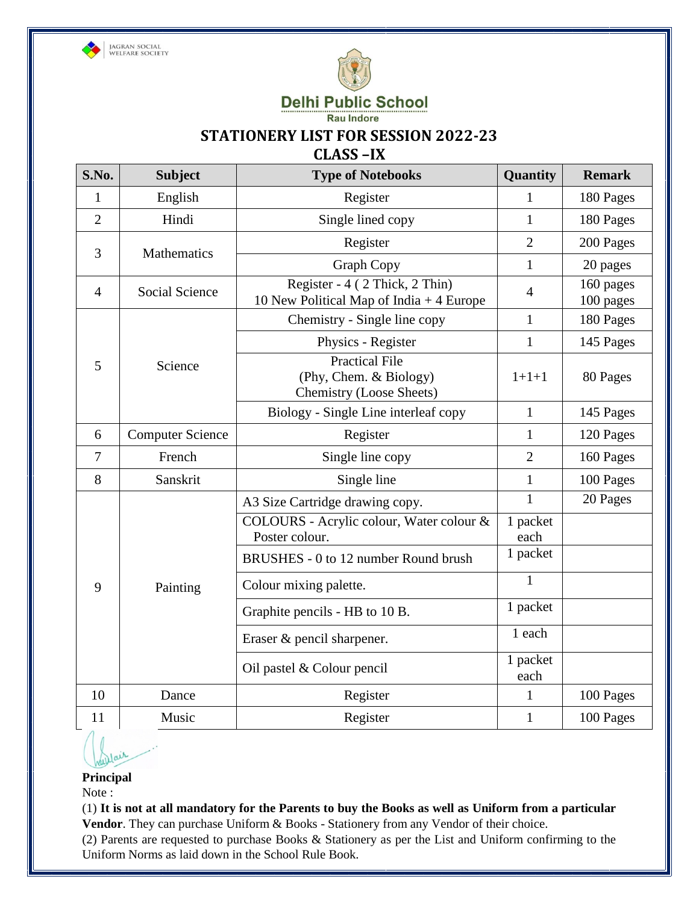JAGRAN SOCIAL WELFARE SOCIETY

**Delhi Public School**
Rau Indore

## STATIONERY LIST FOR SESSION 2022-23
## CLASS –IX

| S.No. | Subject | Type of Notebooks | Quantity | Remark |
|---|---|---|---|---|
| 1 | English | Register | 1 | 180 Pages |
| 2 | Hindi | Single lined copy | 1 | 180 Pages |
| 3 | Mathematics | Register | 2 | 200 Pages |
| | | Graph Copy | 1 | 20 pages |
| 4 | Social Science | Register - 4 ( 2 Thick, 2 Thin) 10 New Political Map of India + 4 Europe | 4 | 160 pages 100 pages |
| 5 | Science | Chemistry - Single line copy | 1 | 180 Pages |
| | | Physics - Register | 1 | 145 Pages |
| | | Practical File (Phy, Chem. & Biology) Chemistry (Loose Sheets) | 1+1+1 | 80 Pages |
| | | Biology - Single Line interleaf copy | 1 | 145 Pages |
| 6 | Computer Science | Register | 1 | 120 Pages |
| 7 | French | Single line copy | 2 | 160 Pages |
| 8 | Sanskrit | Single line | 1 | 100 Pages |
| 9 | Painting | A3 Size Cartridge drawing copy. | 1 | 20 Pages |
| | | COLOURS - Acrylic colour, Water colour & Poster colour. | 1 packet each | |
| | | BRUSHES - 0 to 12 number Round brush | 1 packet | |
| | | Colour mixing palette. | 1 | |
| | | Graphite pencils - HB to 10 B. | 1 packet | |
| | | Eraser & pencil sharpener. | 1 each | |
| | | Oil pastel & Colour pencil | 1 packet each | |
| 10 | Dance | Register | 1 | 100 Pages |
| 11 | Music | Register | 1 | 100 Pages |

**Principal**

Note :

(1) **It is not at all mandatory for the Parents to buy the Books as well as Uniform from a particular Vendor**. They can purchase Uniform & Books - Stationery from any Vendor of their choice.

(2) Parents are requested to purchase Books & Stationery as per the List and Uniform confirming to the Uniform Norms as laid down in the School Rule Book.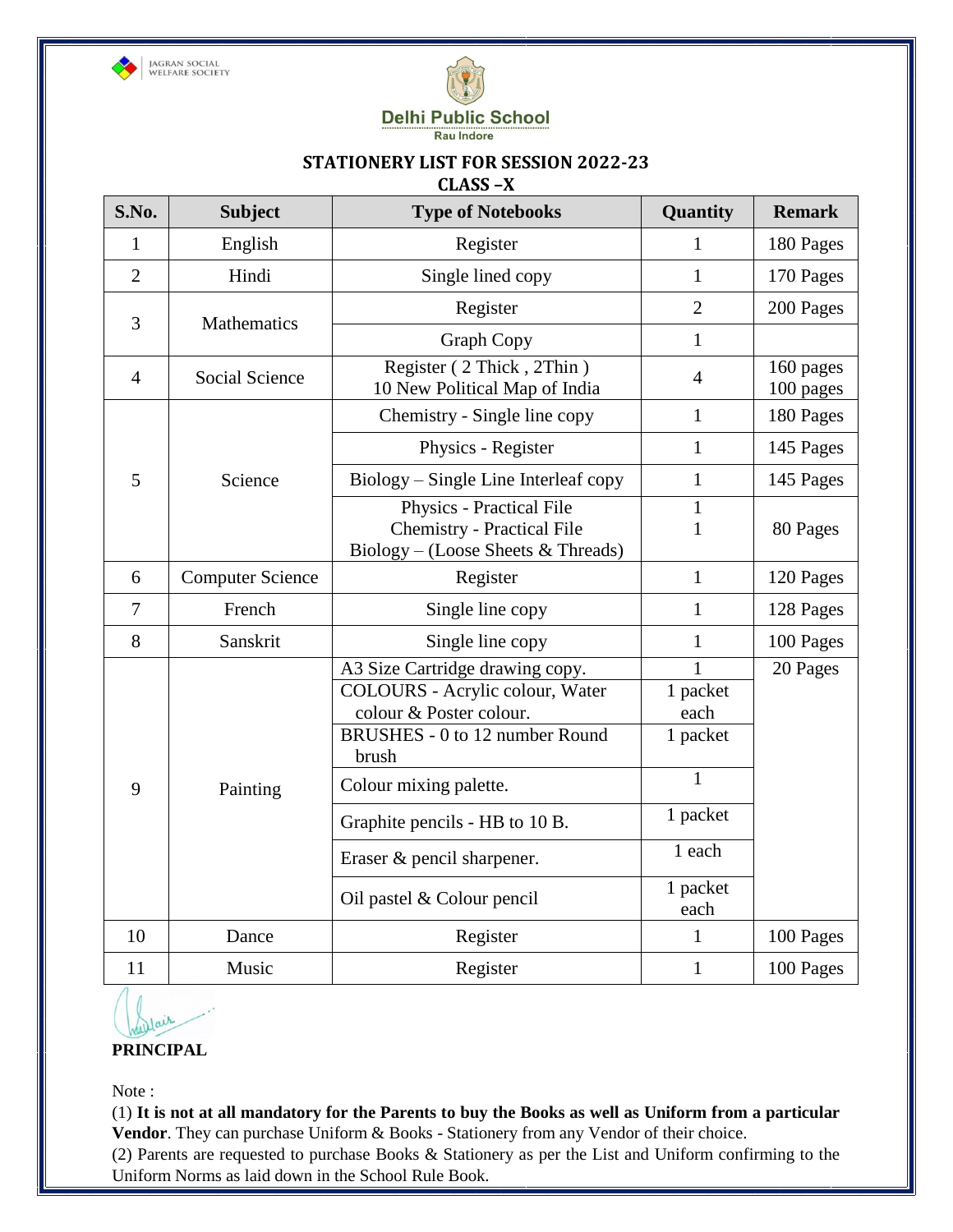JAGRAN SOCIAL WELFARE SOCIETY

**Delhi Public School**
Rau Indore

## STATIONERY LIST FOR SESSION 2022-23

### CLASS –X

| S.No. | Subject | Type of Notebooks | Quantity | Remark |
|---|---|---|---|---|
| 1 | English | Register | 1 | 180 Pages |
| 2 | Hindi | Single lined copy | 1 | 170 Pages |
| 3 | Mathematics | Register | 2 | 200 Pages |
| | | Graph Copy | 1 | |
| 4 | Social Science | Register ( 2 Thick , 2Thin ) 10 New Political Map of India | 4 | 160 pages 100 pages |
| 5 | Science | Chemistry - Single line copy | 1 | 180 Pages |
| | | Physics - Register | 1 | 145 Pages |
| | | Biology – Single Line Interleaf copy | 1 | 145 Pages |
| | | Physics - Practical File<br>Chemistry - Practical File<br>Biology – (Loose Sheets & Threads) | 1<br>1 | 80 Pages |
| 6 | Computer Science | Register | 1 | 120 Pages |
| 7 | French | Single line copy | 1 | 128 Pages |
| 8 | Sanskrit | Single line copy | 1 | 100 Pages |
| 9 | Painting | A3 Size Cartridge drawing copy. | 1 | 20 Pages |
| | | COLOURS - Acrylic colour, Water colour & Poster colour. | 1 packet each | |
| | | BRUSHES - 0 to 12 number Round brush | 1 packet | |
| | | Colour mixing palette. | 1 | |
| | | Graphite pencils - HB to 10 B. | 1 packet | |
| | | Eraser & pencil sharpener. | 1 each | |
| | | Oil pastel & Colour pencil | 1 packet each | |
| 10 | Dance | Register | 1 | 100 Pages |
| 11 | Music | Register | 1 | 100 Pages |

**PRINCIPAL**

Note :

(1) **It is not at all mandatory for the Parents to buy the Books as well as Uniform from a particular Vendor**. They can purchase Uniform & Books - Stationery from any Vendor of their choice.

(2) Parents are requested to purchase Books & Stationery as per the List and Uniform confirming to the Uniform Norms as laid down in the School Rule Book.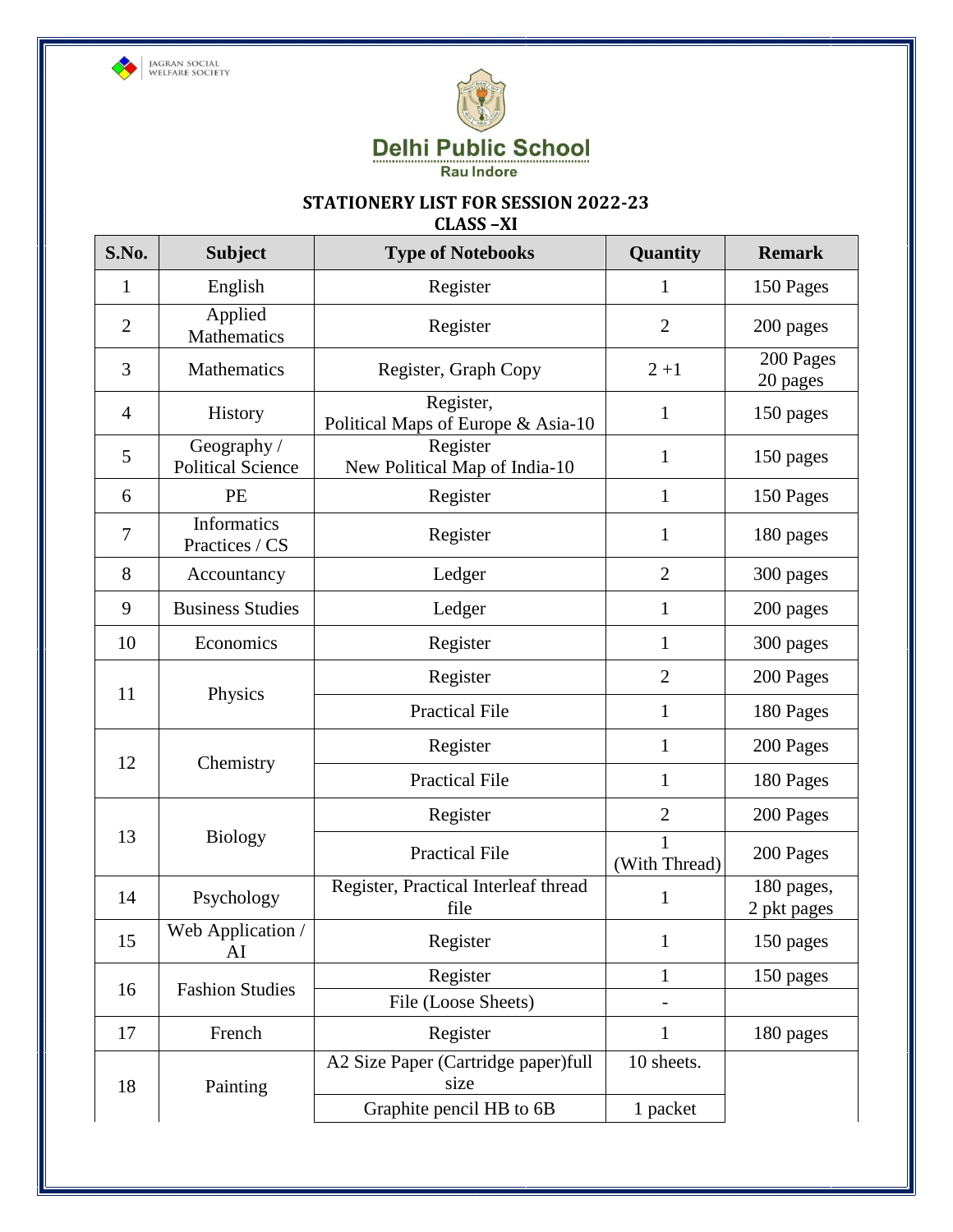JAGRAN SOCIAL WELFARE SOCIETY

**Delhi Public School**
Rau Indore

## STATIONERY LIST FOR SESSION 2022-23
## CLASS –XI

| S.No. | Subject | Type of Notebooks | Quantity | Remark |
|---|---|---|---|---|
| 1 | English | Register | 1 | 150 Pages |
| 2 | Applied Mathematics | Register | 2 | 200 pages |
| 3 | Mathematics | Register, Graph Copy | 2 +1 | 200 Pages 20 pages |
| 4 | History | Register, Political Maps of Europe & Asia-10 | 1 | 150 pages |
| 5 | Geography / Political Science | Register New Political Map of India-10 | 1 | 150 pages |
| 6 | PE | Register | 1 | 150 Pages |
| 7 | Informatics Practices / CS | Register | 1 | 180 pages |
| 8 | Accountancy | Ledger | 2 | 300 pages |
| 9 | Business Studies | Ledger | 1 | 200 pages |
| 10 | Economics | Register | 1 | 300 pages |
| 11 | Physics | Register | 2 | 200 Pages |
| | | Practical File | 1 | 180 Pages |
| 12 | Chemistry | Register | 1 | 200 Pages |
| | | Practical File | 1 | 180 Pages |
| 13 | Biology | Register | 2 | 200 Pages |
| | | Practical File | 1 (With Thread) | 200 Pages |
| 14 | Psychology | Register, Practical Interleaf thread file | 1 | 180 pages, 2 pkt pages |
| 15 | Web Application / AI | Register | 1 | 150 pages |
| 16 | Fashion Studies | Register | 1 | 150 pages |
| | | File (Loose Sheets) | - | |
| 17 | French | Register | 1 | 180 pages |
| 18 | Painting | A2 Size Paper (Cartridge paper)full size | 10 sheets. | |
| | | Graphite pencil HB to 6B | 1 packet | |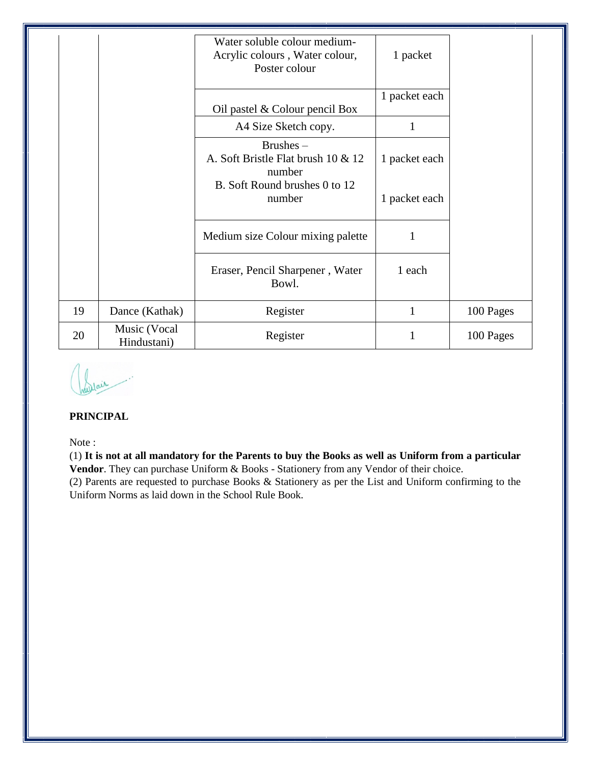| | | | | |
|---|---|---|---|---|
| | | Water soluble colour medium-Acrylic colours , Water colour, Poster colour | 1 packet | |
| | | Oil pastel & Colour pencil Box | 1 packet each | |
| | | A4 Size Sketch copy. | 1 | |
| | | Brushes – A. Soft Bristle Flat brush 10 & 12 number B. Soft Round brushes 0 to 12 number | 1 packet each<br>1 packet each | |
| | | Medium size Colour mixing palette | 1 | |
| | | Eraser, Pencil Sharpener , Water Bowl. | 1 each | |
| 19 | Dance (Kathak) | Register | 1 | 100 Pages |
| 20 | Music (Vocal Hindustani) | Register | 1 | 100 Pages |

**PRINCIPAL**

Note :

(1) **It is not at all mandatory for the Parents to buy the Books as well as Uniform from a particular Vendor**. They can purchase Uniform & Books - Stationery from any Vendor of their choice.

(2) Parents are requested to purchase Books & Stationery as per the List and Uniform confirming to the Uniform Norms as laid down in the School Rule Book.